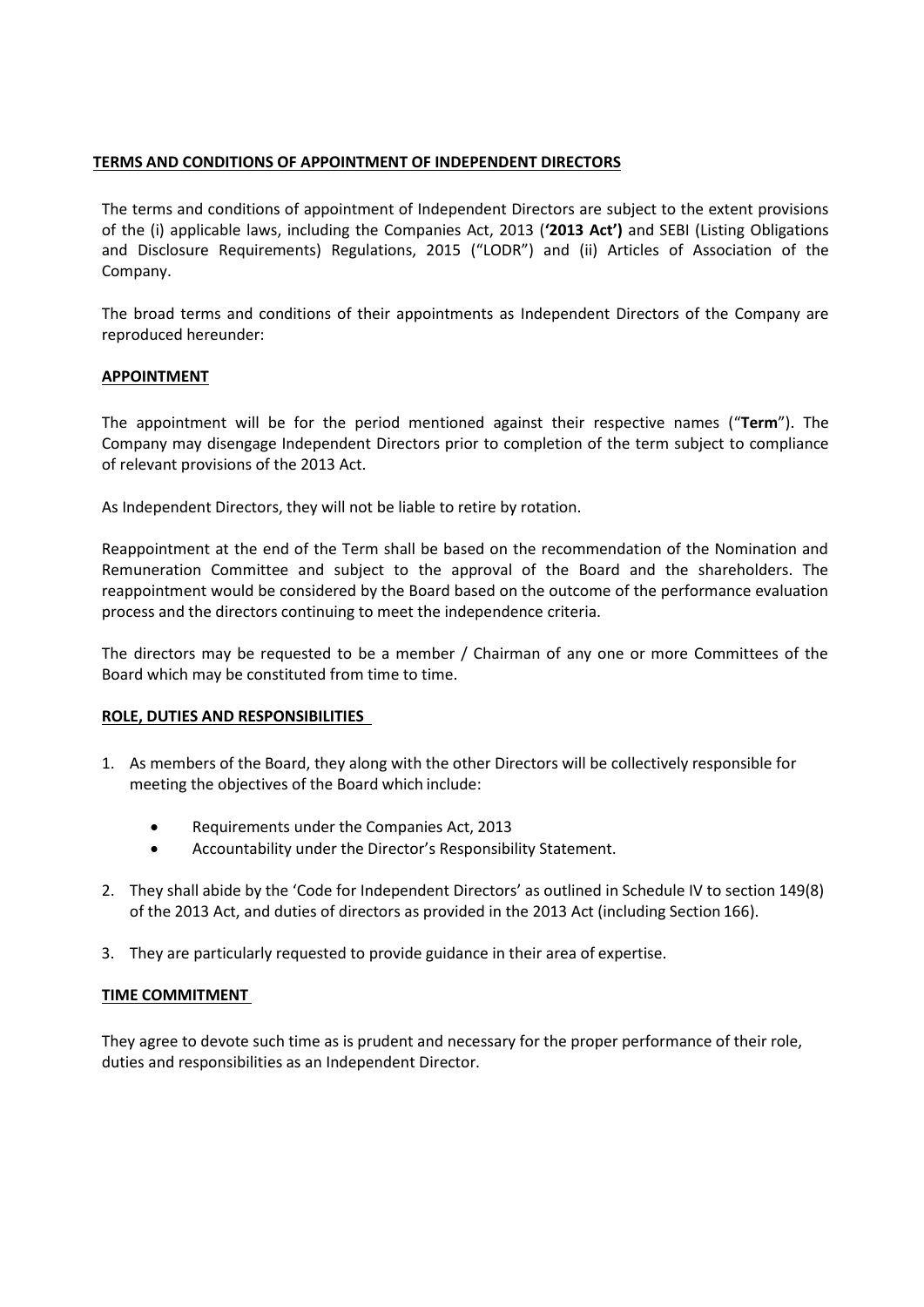## TERMS AND CONDITIONS OF APPOINTMENT OF INDEPENDENT DIRECTORS

The terms and conditions of appointment of Independent Directors are subject to the extent provisions of the (i) applicable laws, including the Companies Act, 2013 (**'2013 Act')** and SEBI (Listing Obligations and Disclosure Requirements) Regulations, 2015 ("LODR") and (ii) Articles of Association of the Company.

The broad terms and conditions of their appointments as Independent Directors of the Company are reproduced hereunder:

### APPOINTMENT

The appointment will be for the period mentioned against their respective names ("**Term**"). The Company may disengage Independent Directors prior to completion of the term subject to compliance of relevant provisions of the 2013 Act.

As Independent Directors, they will not be liable to retire by rotation.

Reappointment at the end of the Term shall be based on the recommendation of the Nomination and Remuneration Committee and subject to the approval of the Board and the shareholders. The reappointment would be considered by the Board based on the outcome of the performance evaluation process and the directors continuing to meet the independence criteria.

The directors may be requested to be a member / Chairman of any one or more Committees of the Board which may be constituted from time to time.

### ROLE, DUTIES AND RESPONSIBILITIES

1. As members of the Board, they along with the other Directors will be collectively responsible for meeting the objectives of the Board which include:
   - Requirements under the Companies Act, 2013
   - Accountability under the Director's Responsibility Statement.
2. They shall abide by the 'Code for Independent Directors' as outlined in Schedule IV to section 149(8) of the 2013 Act, and duties of directors as provided in the 2013 Act (including Section 166).
3. They are particularly requested to provide guidance in their area of expertise.

### TIME COMMITMENT

They agree to devote such time as is prudent and necessary for the proper performance of their role, duties and responsibilities as an Independent Director.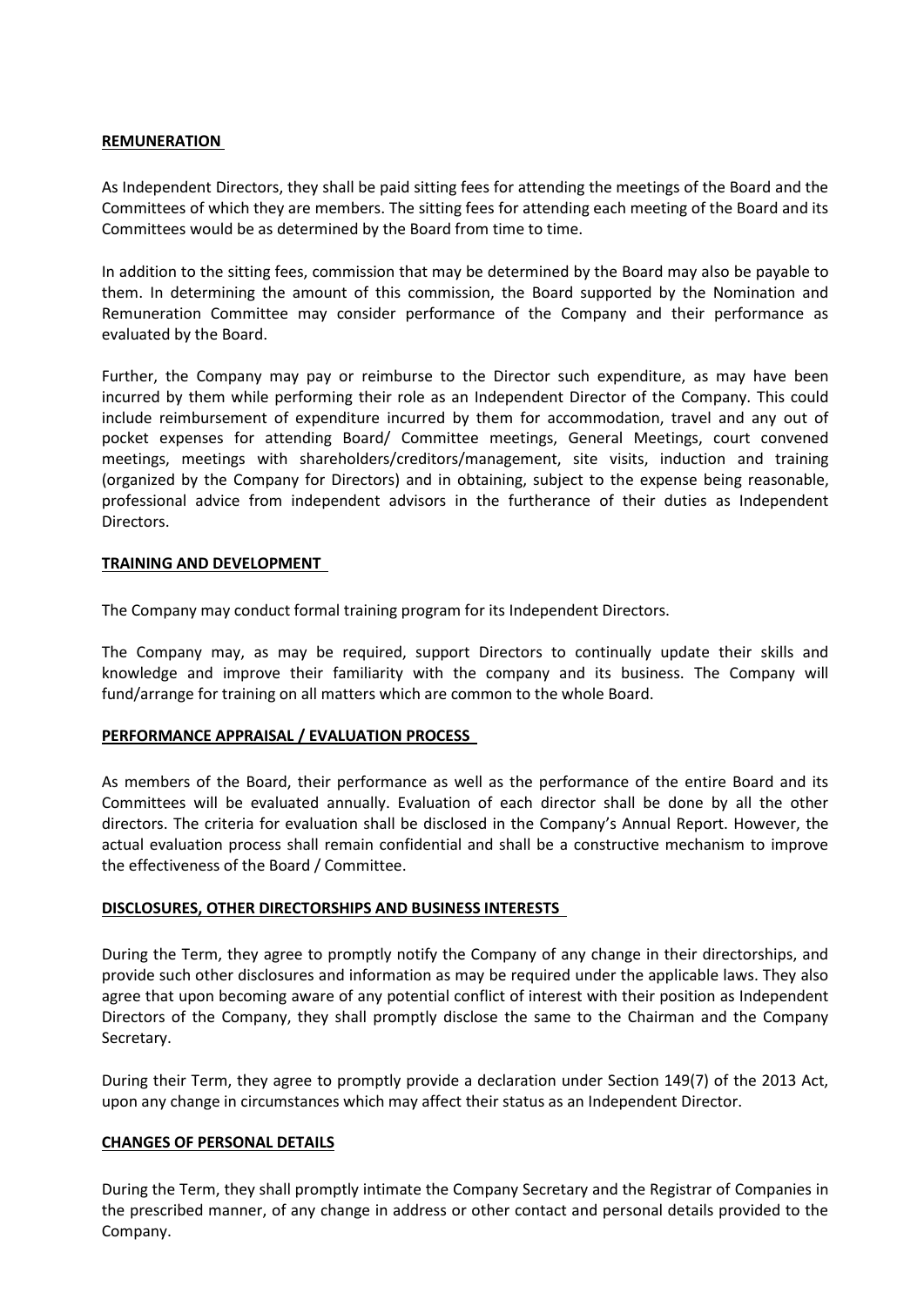## REMUNERATION

As Independent Directors, they shall be paid sitting fees for attending the meetings of the Board and the Committees of which they are members. The sitting fees for attending each meeting of the Board and its Committees would be as determined by the Board from time to time.

In addition to the sitting fees, commission that may be determined by the Board may also be payable to them. In determining the amount of this commission, the Board supported by the Nomination and Remuneration Committee may consider performance of the Company and their performance as evaluated by the Board.

Further, the Company may pay or reimburse to the Director such expenditure, as may have been incurred by them while performing their role as an Independent Director of the Company. This could include reimbursement of expenditure incurred by them for accommodation, travel and any out of pocket expenses for attending Board/ Committee meetings, General Meetings, court convened meetings, meetings with shareholders/creditors/management, site visits, induction and training (organized by the Company for Directors) and in obtaining, subject to the expense being reasonable, professional advice from independent advisors in the furtherance of their duties as Independent Directors.

## TRAINING AND DEVELOPMENT

The Company may conduct formal training program for its Independent Directors.

The Company may, as may be required, support Directors to continually update their skills and knowledge and improve their familiarity with the company and its business. The Company will fund/arrange for training on all matters which are common to the whole Board.

## PERFORMANCE APPRAISAL / EVALUATION PROCESS

As members of the Board, their performance as well as the performance of the entire Board and its Committees will be evaluated annually. Evaluation of each director shall be done by all the other directors. The criteria for evaluation shall be disclosed in the Company's Annual Report. However, the actual evaluation process shall remain confidential and shall be a constructive mechanism to improve the effectiveness of the Board / Committee.

## DISCLOSURES, OTHER DIRECTORSHIPS AND BUSINESS INTERESTS

During the Term, they agree to promptly notify the Company of any change in their directorships, and provide such other disclosures and information as may be required under the applicable laws. They also agree that upon becoming aware of any potential conflict of interest with their position as Independent Directors of the Company, they shall promptly disclose the same to the Chairman and the Company Secretary.

During their Term, they agree to promptly provide a declaration under Section 149(7) of the 2013 Act, upon any change in circumstances which may affect their status as an Independent Director.

## CHANGES OF PERSONAL DETAILS

During the Term, they shall promptly intimate the Company Secretary and the Registrar of Companies in the prescribed manner, of any change in address or other contact and personal details provided to the Company.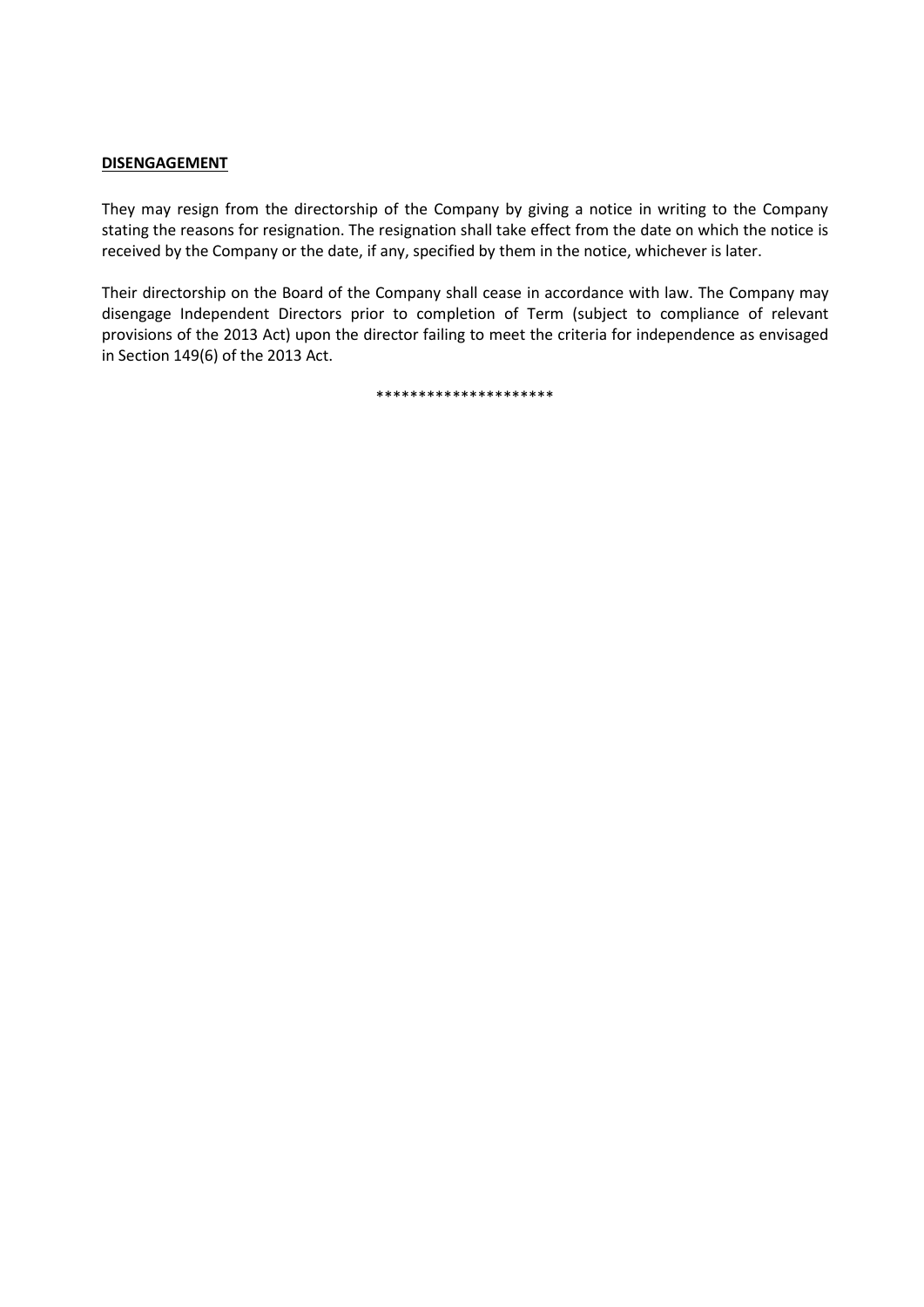**DISENGAGEMENT**

They may resign from the directorship of the Company by giving a notice in writing to the Company stating the reasons for resignation. The resignation shall take effect from the date on which the notice is received by the Company or the date, if any, specified by them in the notice, whichever is later.

Their directorship on the Board of the Company shall cease in accordance with law. The Company may disengage Independent Directors prior to completion of Term (subject to compliance of relevant provisions of the 2013 Act) upon the director failing to meet the criteria for independence as envisaged in Section 149(6) of the 2013 Act.

*********************